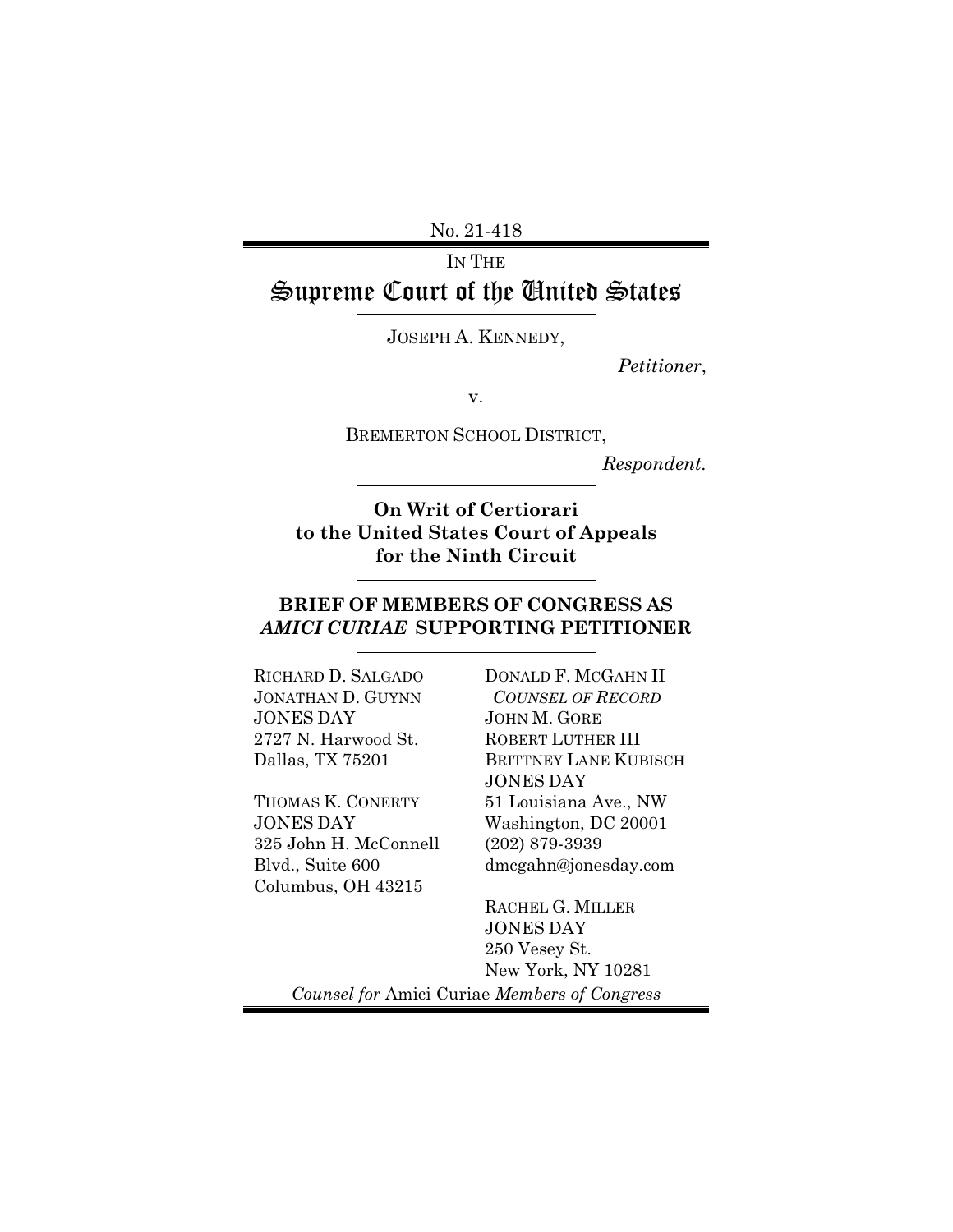No. 21-418

IN THE

# Supreme Court of the United States

JOSEPH A. KENNEDY,

*Petitioner*,

v.

BREMERTON SCHOOL DISTRICT,

*Respondent*.

**On Writ of Certiorari to the United States Court of Appeals for the Ninth Circuit**

## BRIEF OF MEMBERS OF CONGRESS AS *AMICI CURIAE* SUPPORTING PETITIONER

RICHARD D. SALGADO
JONATHAN D. GUYNN
JONES DAY
2727 N. Harwood St.
Dallas, TX 75201

THOMAS K. CONERTY
JONES DAY
325 John H. McConnell Blvd., Suite 600
Columbus, OH 43215

DONALD F. MCGAHN II
*COUNSEL OF RECORD*
JOHN M. GORE
ROBERT LUTHER III
BRITTNEY LANE KUBISCH
JONES DAY
51 Louisiana Ave., NW
Washington, DC 20001
(202) 879-3939
dmcgahn@jonesday.com

RACHEL G. MILLER
JONES DAY
250 Vesey St.
New York, NY 10281

*Counsel for* Amici Curiae *Members of Congress*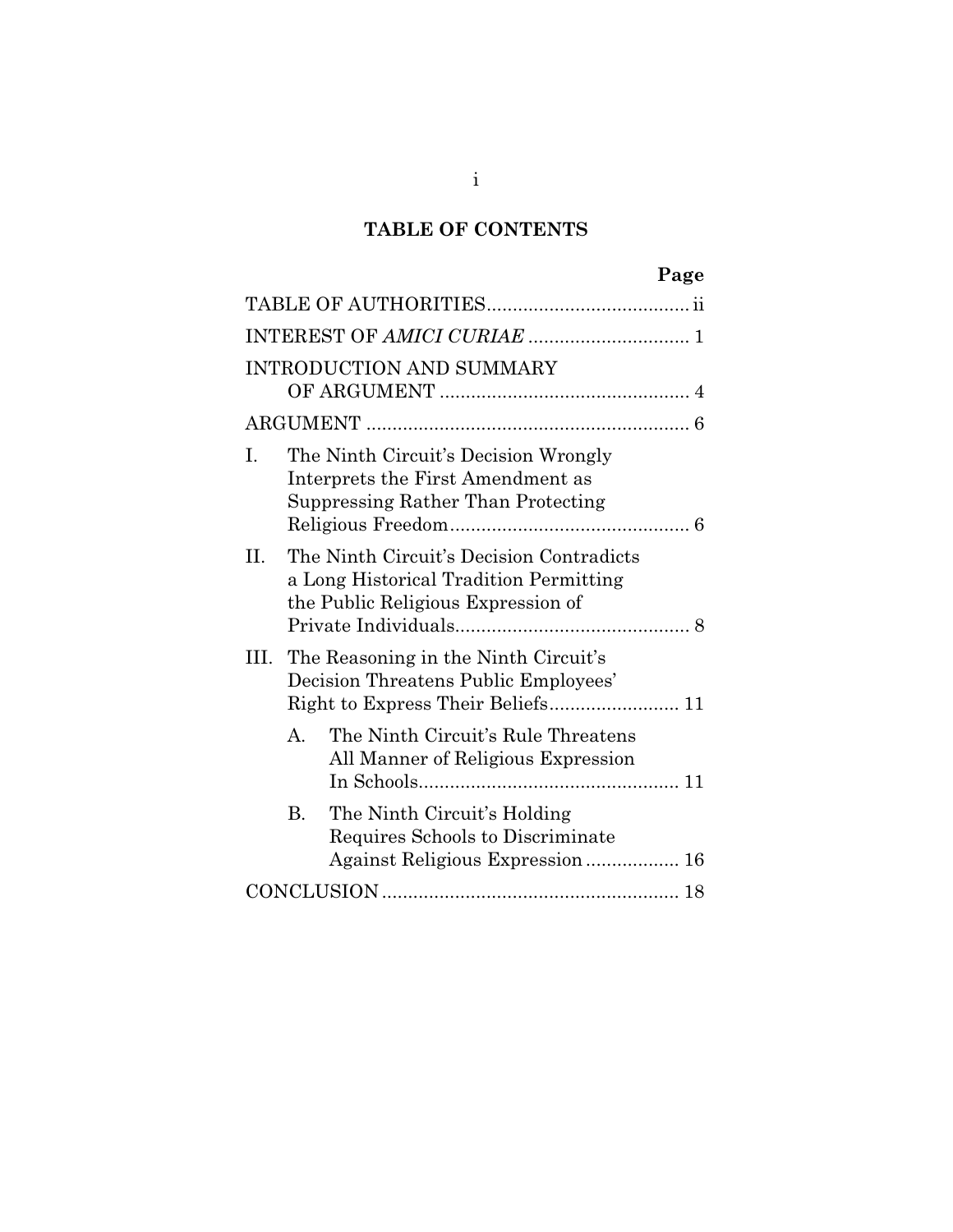# TABLE OF CONTENTS

| | Page |
|---|---|
| TABLE OF AUTHORITIES | ii |
| INTEREST OF *AMICI CURIAE* | 1 |
| INTRODUCTION AND SUMMARY OF ARGUMENT | 4 |
| ARGUMENT | 6 |
| I. The Ninth Circuit's Decision Wrongly Interprets the First Amendment as Suppressing Rather Than Protecting Religious Freedom | 6 |
| II. The Ninth Circuit's Decision Contradicts a Long Historical Tradition Permitting the Public Religious Expression of Private Individuals | 8 |
| III. The Reasoning in the Ninth Circuit's Decision Threatens Public Employees' Right to Express Their Beliefs | 11 |
| A. The Ninth Circuit's Rule Threatens All Manner of Religious Expression In Schools | 11 |
| B. The Ninth Circuit's Holding Requires Schools to Discriminate Against Religious Expression | 16 |
| CONCLUSION | 18 |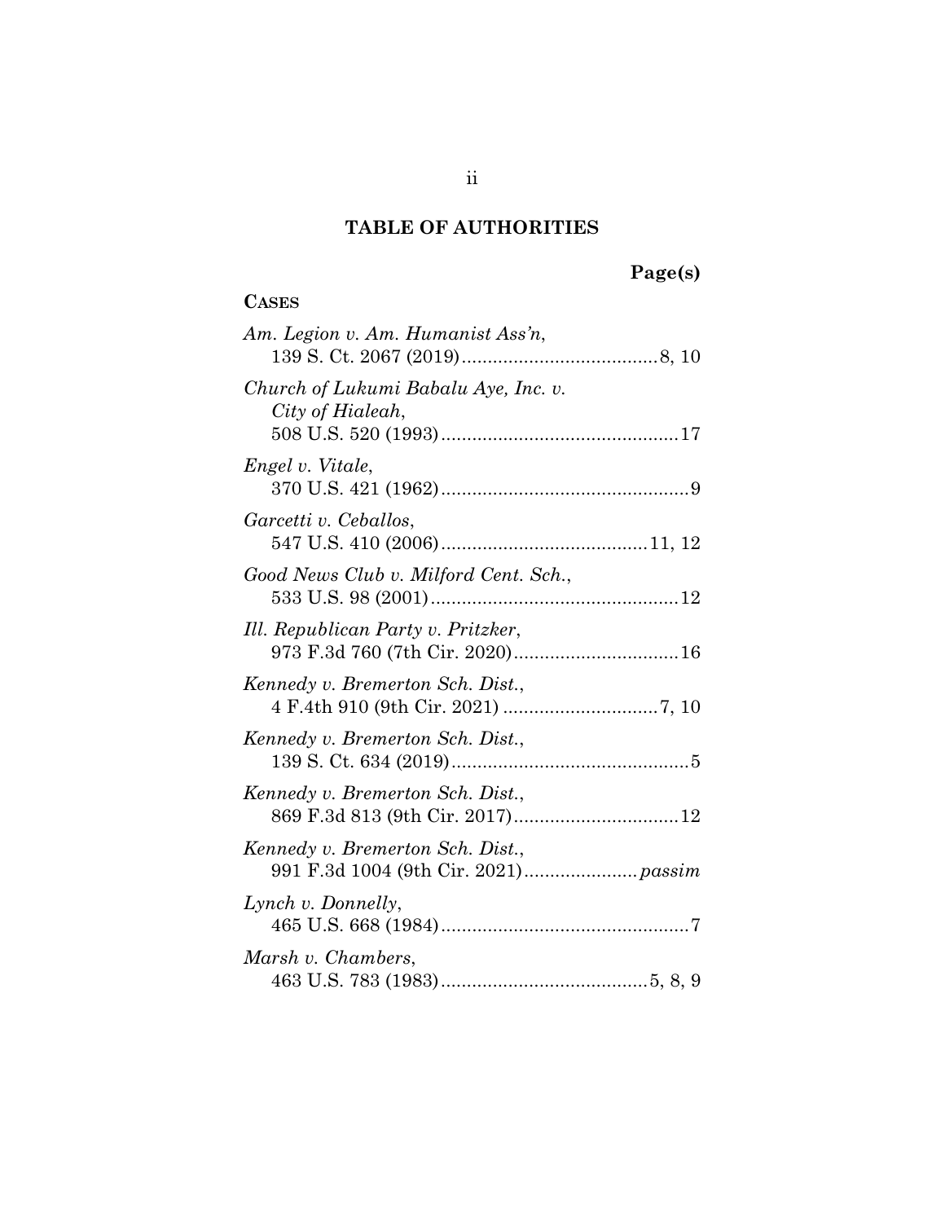## TABLE OF AUTHORITIES

**Page(s)**

**CASES**

*Am. Legion v. Am. Humanist Ass'n*, 139 S. Ct. 2067 (2019)......................................8, 10

*Church of Lukumi Babalu Aye, Inc. v. City of Hialeah*, 508 U.S. 520 (1993).............................................17

*Engel v. Vitale*, 370 U.S. 421 (1962)................................................9

*Garcetti v. Ceballos*, 547 U.S. 410 (2006)........................................11, 12

*Good News Club v. Milford Cent. Sch.*, 533 U.S. 98 (2001)................................................12

*Ill. Republican Party v. Pritzker*, 973 F.3d 760 (7th Cir. 2020)................................16

*Kennedy v. Bremerton Sch. Dist.*, 4 F.4th 910 (9th Cir. 2021) .............................7, 10

*Kennedy v. Bremerton Sch. Dist.*, 139 S. Ct. 634 (2019)..............................................5

*Kennedy v. Bremerton Sch. Dist.*, 869 F.3d 813 (9th Cir. 2017)................................12

*Kennedy v. Bremerton Sch. Dist.*, 991 F.3d 1004 (9th Cir. 2021)......................*passim*

*Lynch v. Donnelly*, 465 U.S. 668 (1984)................................................7

*Marsh v. Chambers*, 463 U.S. 783 (1983)........................................5, 8, 9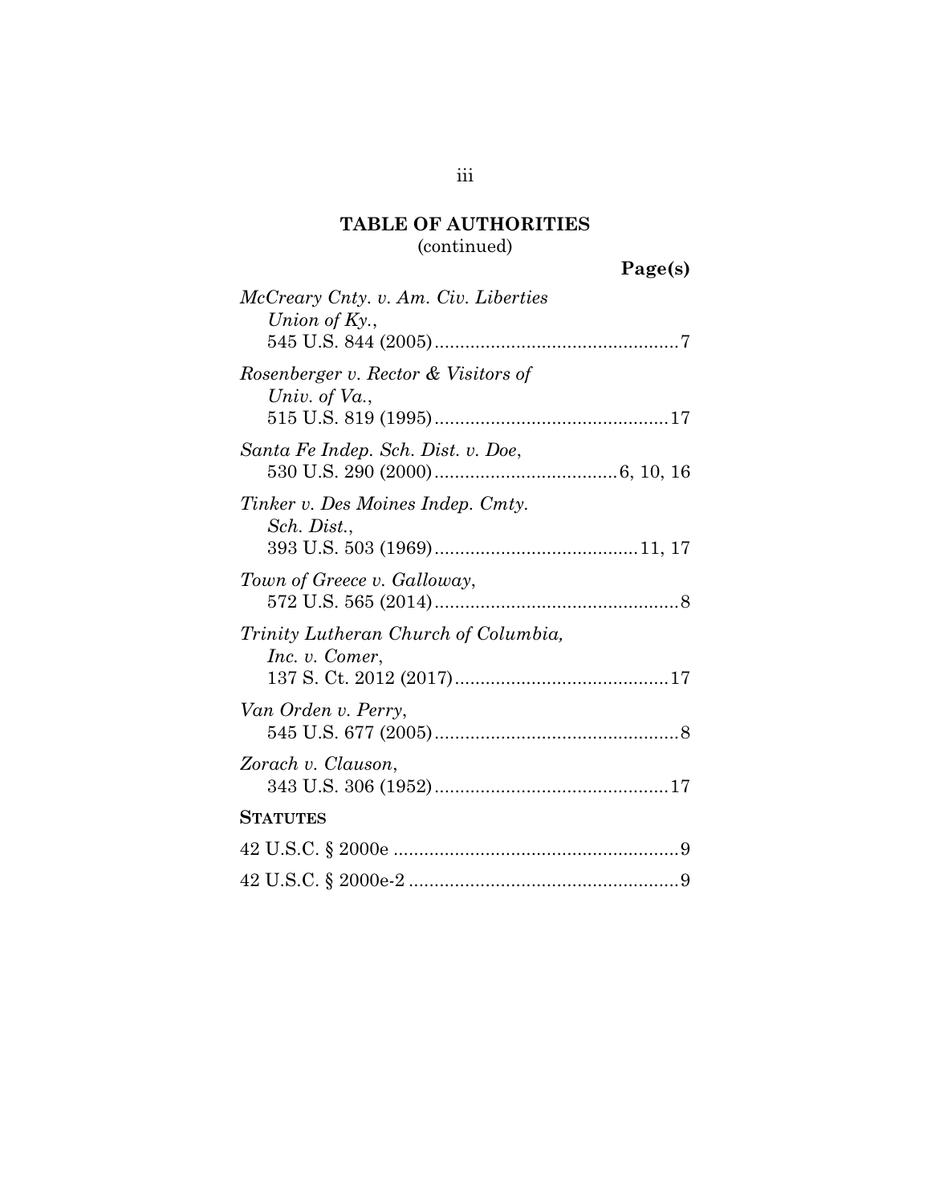## TABLE OF AUTHORITIES
(continued)

**Page(s)**

*McCreary Cnty. v. Am. Civ. Liberties Union of Ky.*, 545 U.S. 844 (2005) ....................................... 7

*Rosenberger v. Rector & Visitors of Univ. of Va.*, 515 U.S. 819 (1995) ....................................... 17

*Santa Fe Indep. Sch. Dist. v. Doe*, 530 U.S. 290 (2000) ....................................... 6, 10, 16

*Tinker v. Des Moines Indep. Cmty. Sch. Dist.*, 393 U.S. 503 (1969) ....................................... 11, 17

*Town of Greece v. Galloway*, 572 U.S. 565 (2014) ....................................... 8

*Trinity Lutheran Church of Columbia, Inc. v. Comer*, 137 S. Ct. 2012 (2017) ....................................... 17

*Van Orden v. Perry*, 545 U.S. 677 (2005) ....................................... 8

*Zorach v. Clauson*, 343 U.S. 306 (1952) ....................................... 17

**STATUTES**

42 U.S.C. § 2000e ....................................... 9

42 U.S.C. § 2000e-2 ....................................... 9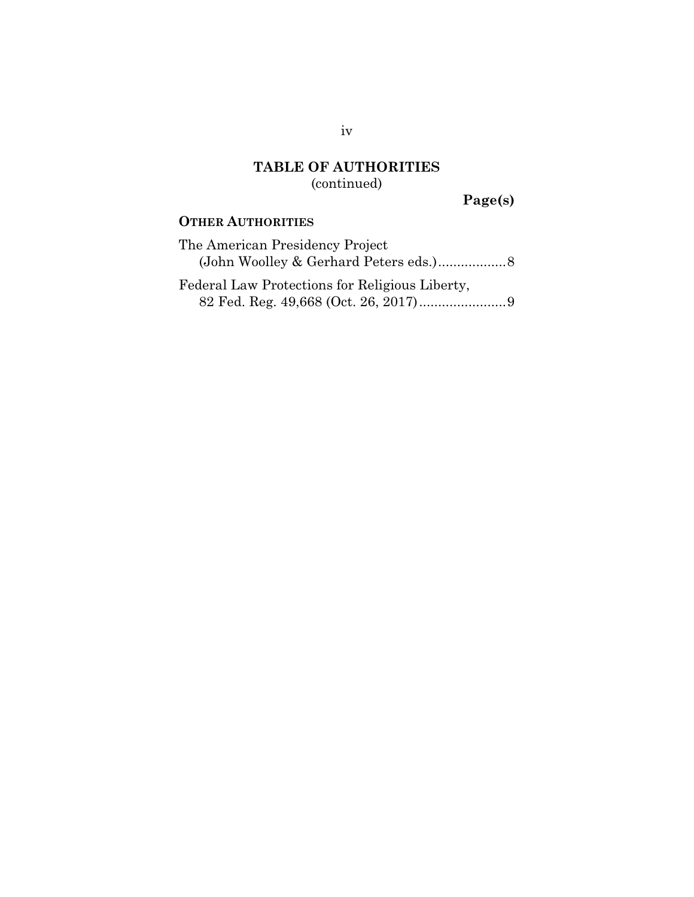## TABLE OF AUTHORITIES
(continued)

**Page(s)**

**OTHER AUTHORITIES**

The American Presidency Project
(John Woolley & Gerhard Peters eds.)..................8

Federal Law Protections for Religious Liberty,
82 Fed. Reg. 49,668 (Oct. 26, 2017).......................9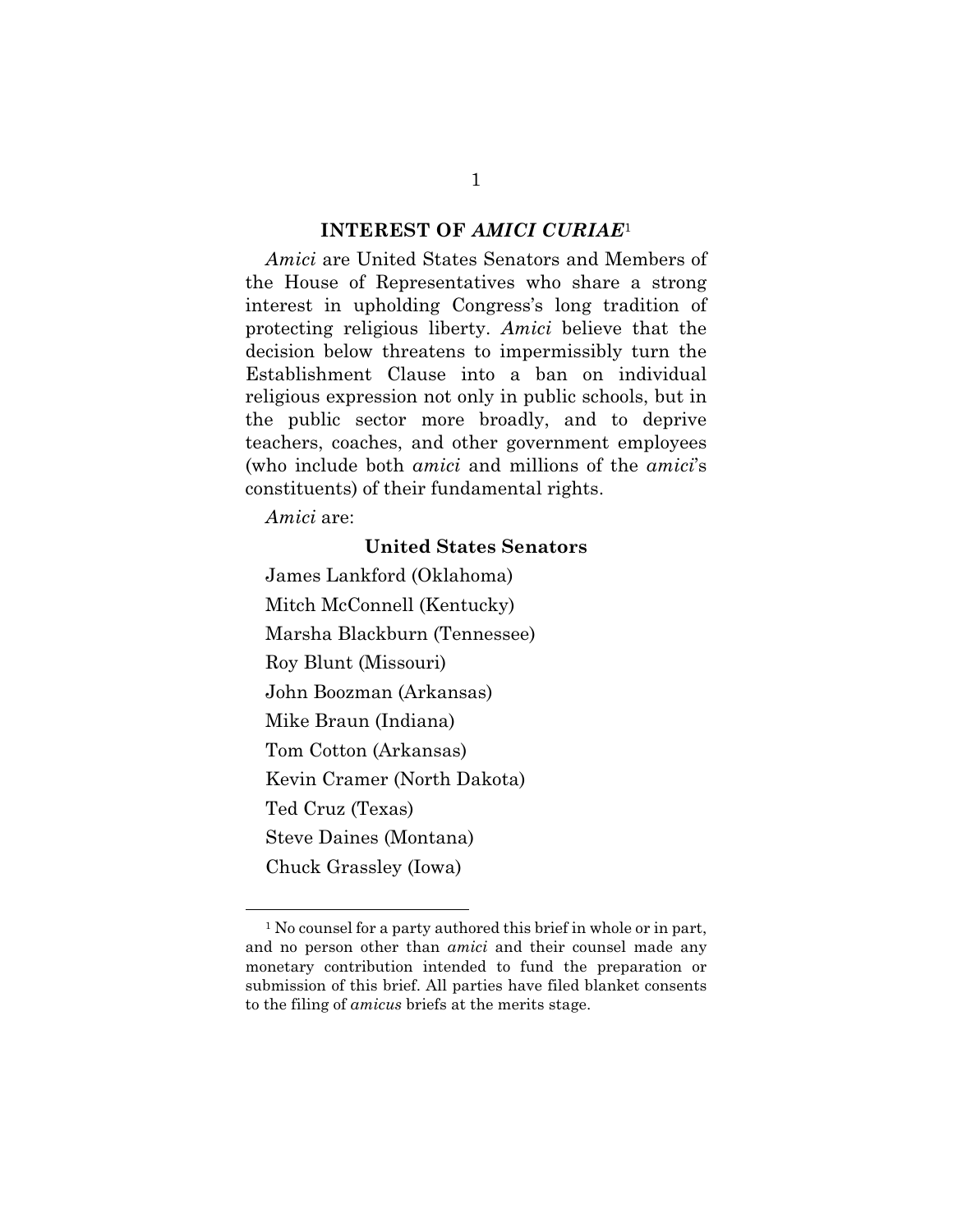## INTEREST OF *AMICI CURIAE*[1]

*Amici* are United States Senators and Members of the House of Representatives who share a strong interest in upholding Congress's long tradition of protecting religious liberty. *Amici* believe that the decision below threatens to impermissibly turn the Establishment Clause into a ban on individual religious expression not only in public schools, but in the public sector more broadly, and to deprive teachers, coaches, and other government employees (who include both *amici* and millions of the *amici*'s constituents) of their fundamental rights.

*Amici* are:

### United States Senators

James Lankford (Oklahoma)

Mitch McConnell (Kentucky)

Marsha Blackburn (Tennessee)

Roy Blunt (Missouri)

John Boozman (Arkansas)

Mike Braun (Indiana)

Tom Cotton (Arkansas)

Kevin Cramer (North Dakota)

Ted Cruz (Texas)

Steve Daines (Montana)

Chuck Grassley (Iowa)

---

[1] No counsel for a party authored this brief in whole or in part, and no person other than *amici* and their counsel made any monetary contribution intended to fund the preparation or submission of this brief. All parties have filed blanket consents to the filing of *amicus* briefs at the merits stage.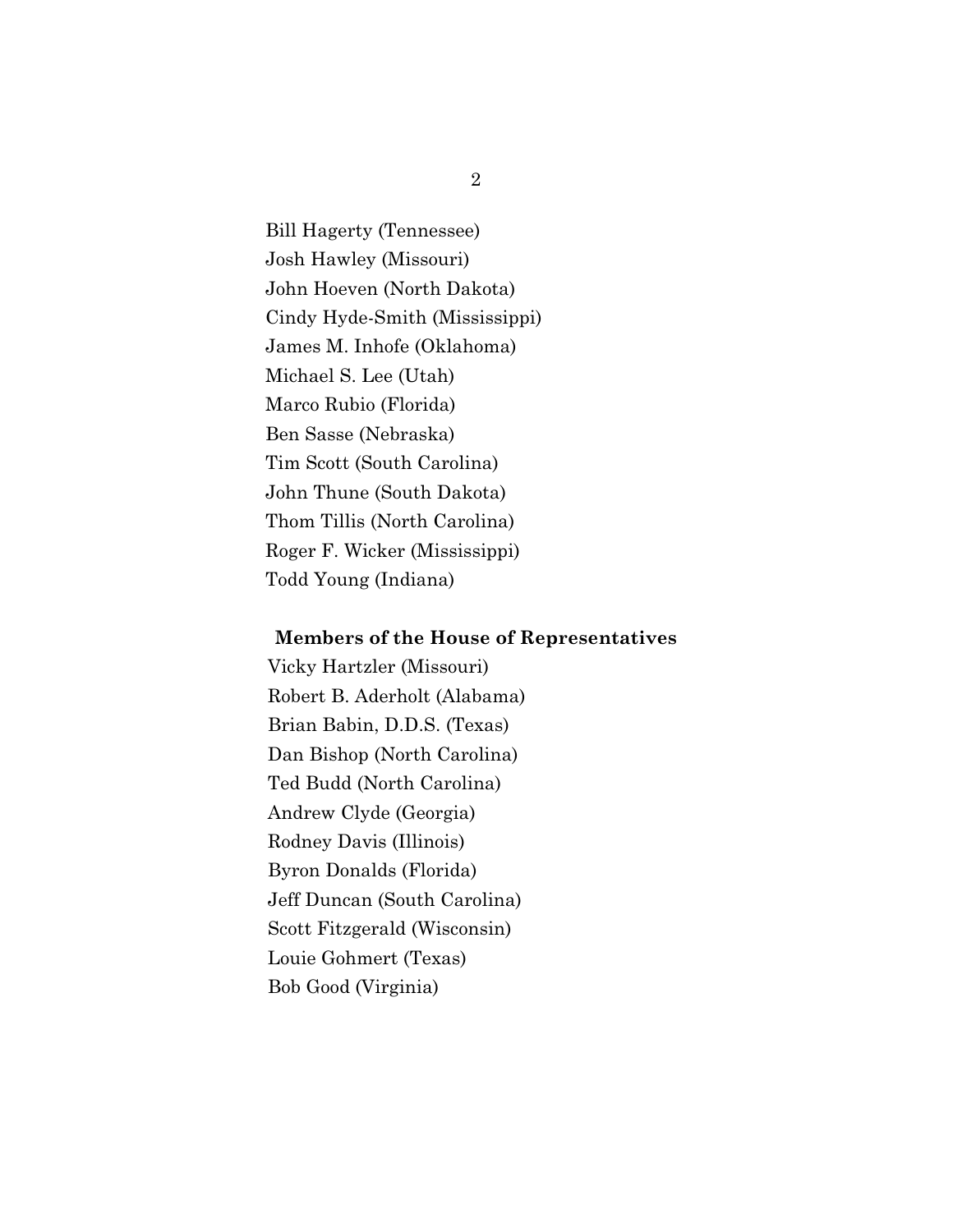Bill Hagerty (Tennessee)
Josh Hawley (Missouri)
John Hoeven (North Dakota)
Cindy Hyde-Smith (Mississippi)
James M. Inhofe (Oklahoma)
Michael S. Lee (Utah)
Marco Rubio (Florida)
Ben Sasse (Nebraska)
Tim Scott (South Carolina)
John Thune (South Dakota)
Thom Tillis (North Carolina)
Roger F. Wicker (Mississippi)
Todd Young (Indiana)

**Members of the House of Representatives**

Vicky Hartzler (Missouri)
Robert B. Aderholt (Alabama)
Brian Babin, D.D.S. (Texas)
Dan Bishop (North Carolina)
Ted Budd (North Carolina)
Andrew Clyde (Georgia)
Rodney Davis (Illinois)
Byron Donalds (Florida)
Jeff Duncan (South Carolina)
Scott Fitzgerald (Wisconsin)
Louie Gohmert (Texas)
Bob Good (Virginia)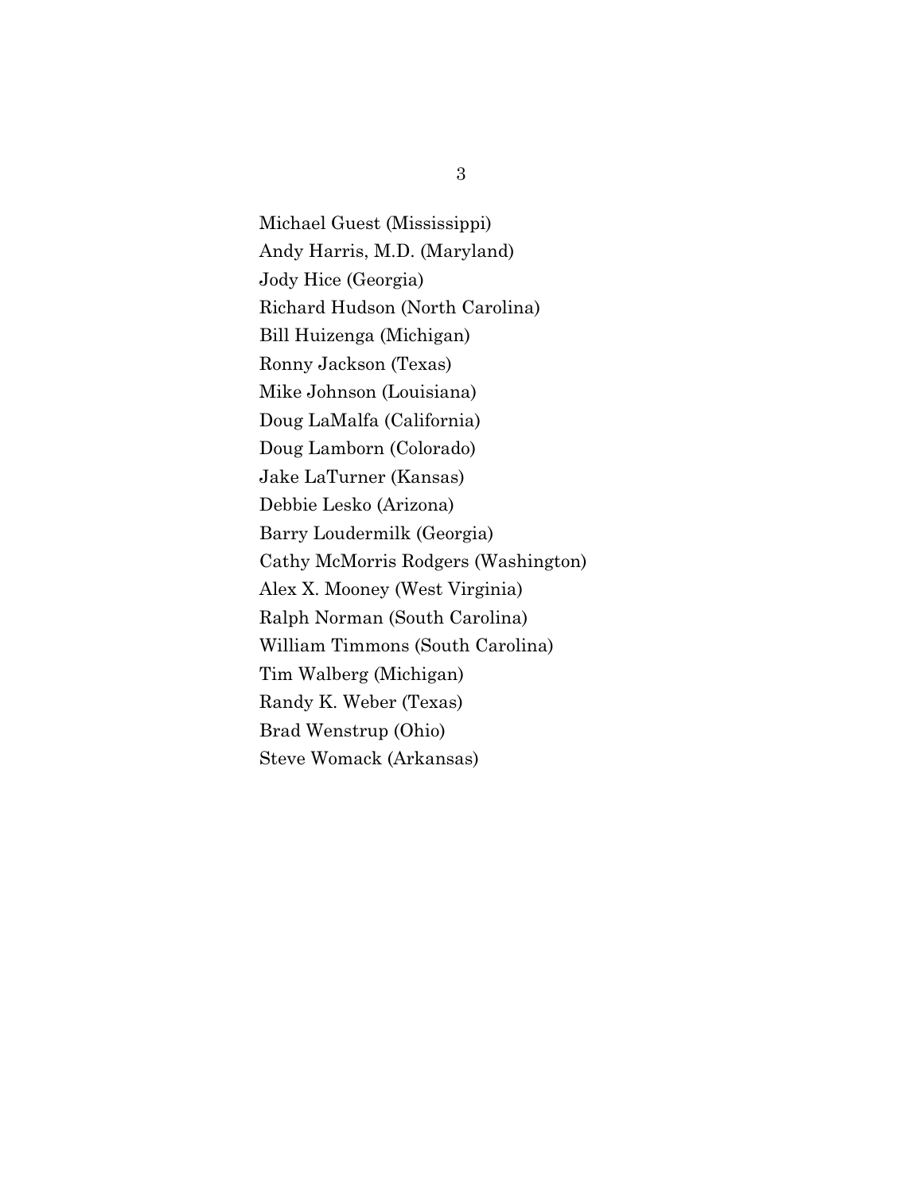Michael Guest (Mississippi)
Andy Harris, M.D. (Maryland)
Jody Hice (Georgia)
Richard Hudson (North Carolina)
Bill Huizenga (Michigan)
Ronny Jackson (Texas)
Mike Johnson (Louisiana)
Doug LaMalfa (California)
Doug Lamborn (Colorado)
Jake LaTurner (Kansas)
Debbie Lesko (Arizona)
Barry Loudermilk (Georgia)
Cathy McMorris Rodgers (Washington)
Alex X. Mooney (West Virginia)
Ralph Norman (South Carolina)
William Timmons (South Carolina)
Tim Walberg (Michigan)
Randy K. Weber (Texas)
Brad Wenstrup (Ohio)
Steve Womack (Arkansas)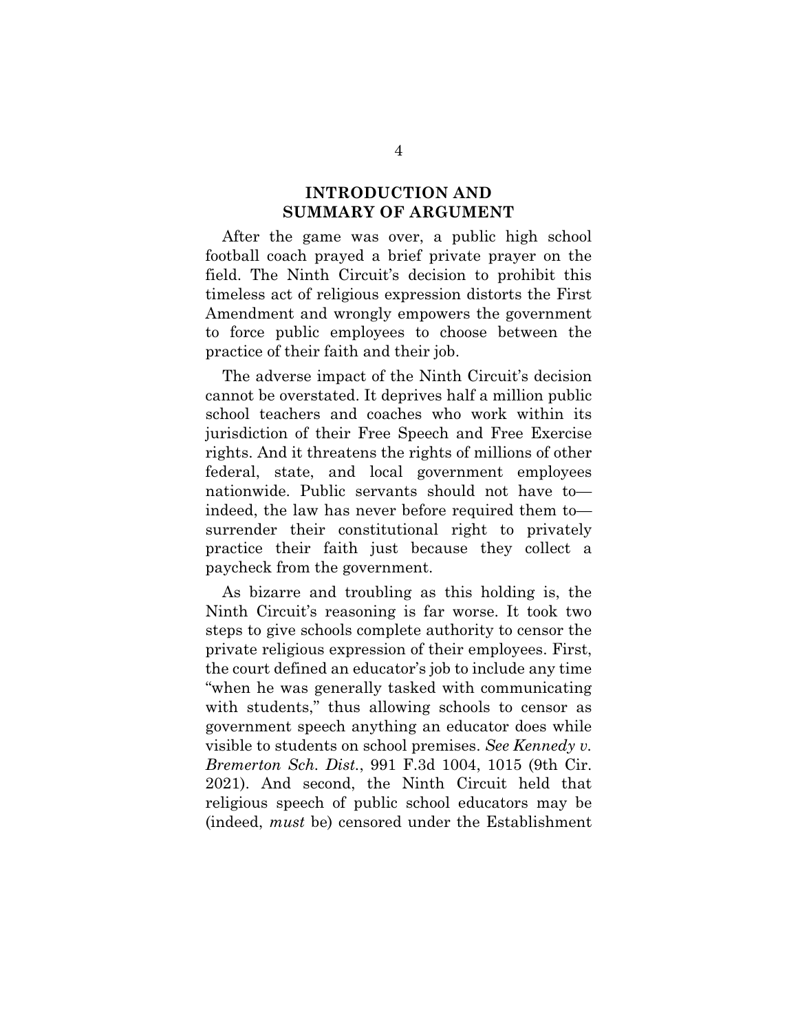## INTRODUCTION AND SUMMARY OF ARGUMENT

After the game was over, a public high school football coach prayed a brief private prayer on the field. The Ninth Circuit's decision to prohibit this timeless act of religious expression distorts the First Amendment and wrongly empowers the government to force public employees to choose between the practice of their faith and their job.

The adverse impact of the Ninth Circuit's decision cannot be overstated. It deprives half a million public school teachers and coaches who work within its jurisdiction of their Free Speech and Free Exercise rights. And it threatens the rights of millions of other federal, state, and local government employees nationwide. Public servants should not have to—indeed, the law has never before required them to—surrender their constitutional right to privately practice their faith just because they collect a paycheck from the government.

As bizarre and troubling as this holding is, the Ninth Circuit's reasoning is far worse. It took two steps to give schools complete authority to censor the private religious expression of their employees. First, the court defined an educator's job to include any time "when he was generally tasked with communicating with students," thus allowing schools to censor as government speech anything an educator does while visible to students on school premises. *See Kennedy v. Bremerton Sch. Dist.*, 991 F.3d 1004, 1015 (9th Cir. 2021). And second, the Ninth Circuit held that religious speech of public school educators may be (indeed, *must* be) censored under the Establishment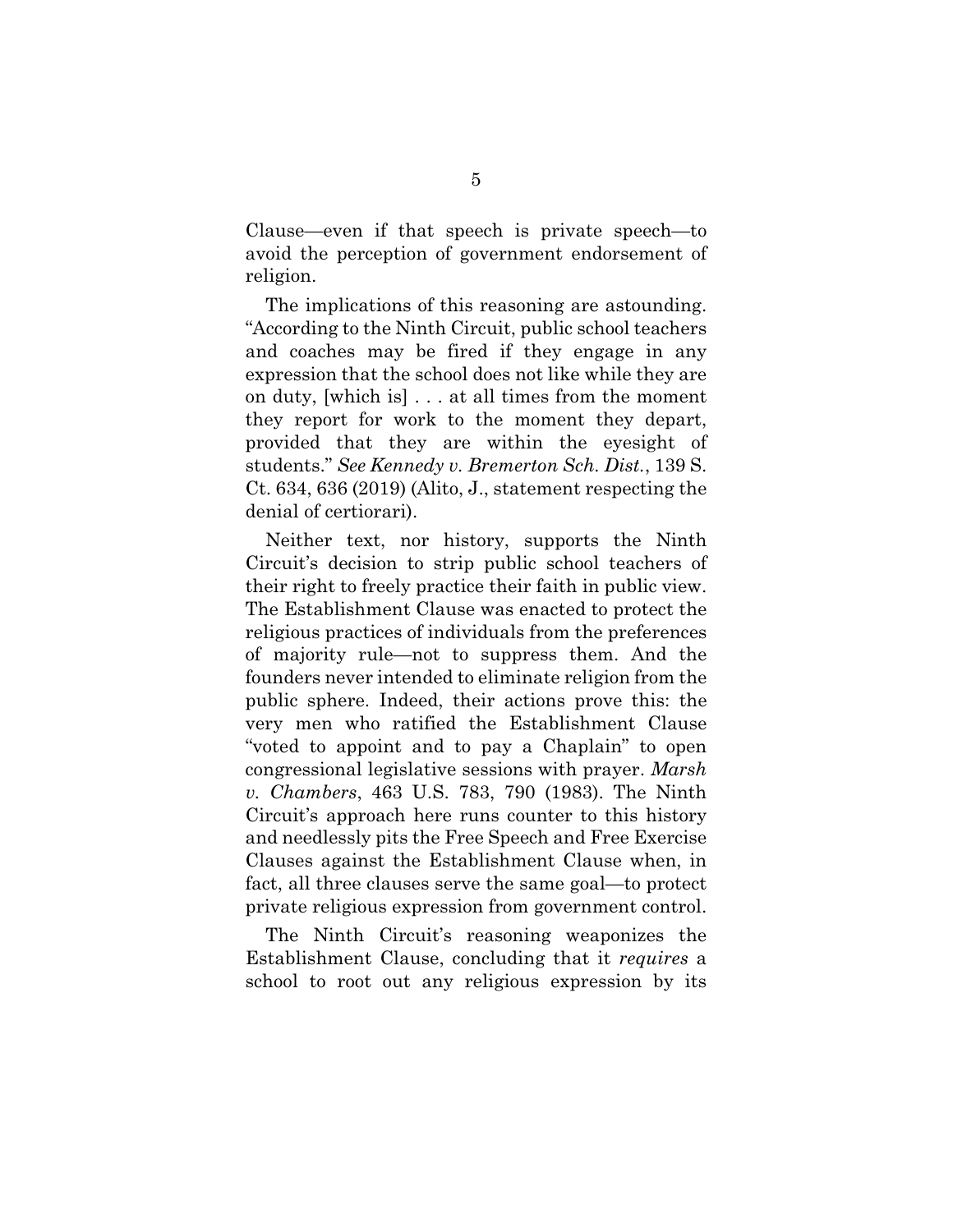Clause—even if that speech is private speech—to avoid the perception of government endorsement of religion.

The implications of this reasoning are astounding. "According to the Ninth Circuit, public school teachers and coaches may be fired if they engage in any expression that the school does not like while they are on duty, [which is] . . . at all times from the moment they report for work to the moment they depart, provided that they are within the eyesight of students." *See Kennedy v. Bremerton Sch. Dist.*, 139 S. Ct. 634, 636 (2019) (Alito, J., statement respecting the denial of certiorari).

Neither text, nor history, supports the Ninth Circuit's decision to strip public school teachers of their right to freely practice their faith in public view. The Establishment Clause was enacted to protect the religious practices of individuals from the preferences of majority rule—not to suppress them. And the founders never intended to eliminate religion from the public sphere. Indeed, their actions prove this: the very men who ratified the Establishment Clause "voted to appoint and to pay a Chaplain" to open congressional legislative sessions with prayer. *Marsh v. Chambers*, 463 U.S. 783, 790 (1983). The Ninth Circuit's approach here runs counter to this history and needlessly pits the Free Speech and Free Exercise Clauses against the Establishment Clause when, in fact, all three clauses serve the same goal—to protect private religious expression from government control.

The Ninth Circuit's reasoning weaponizes the Establishment Clause, concluding that it *requires* a school to root out any religious expression by its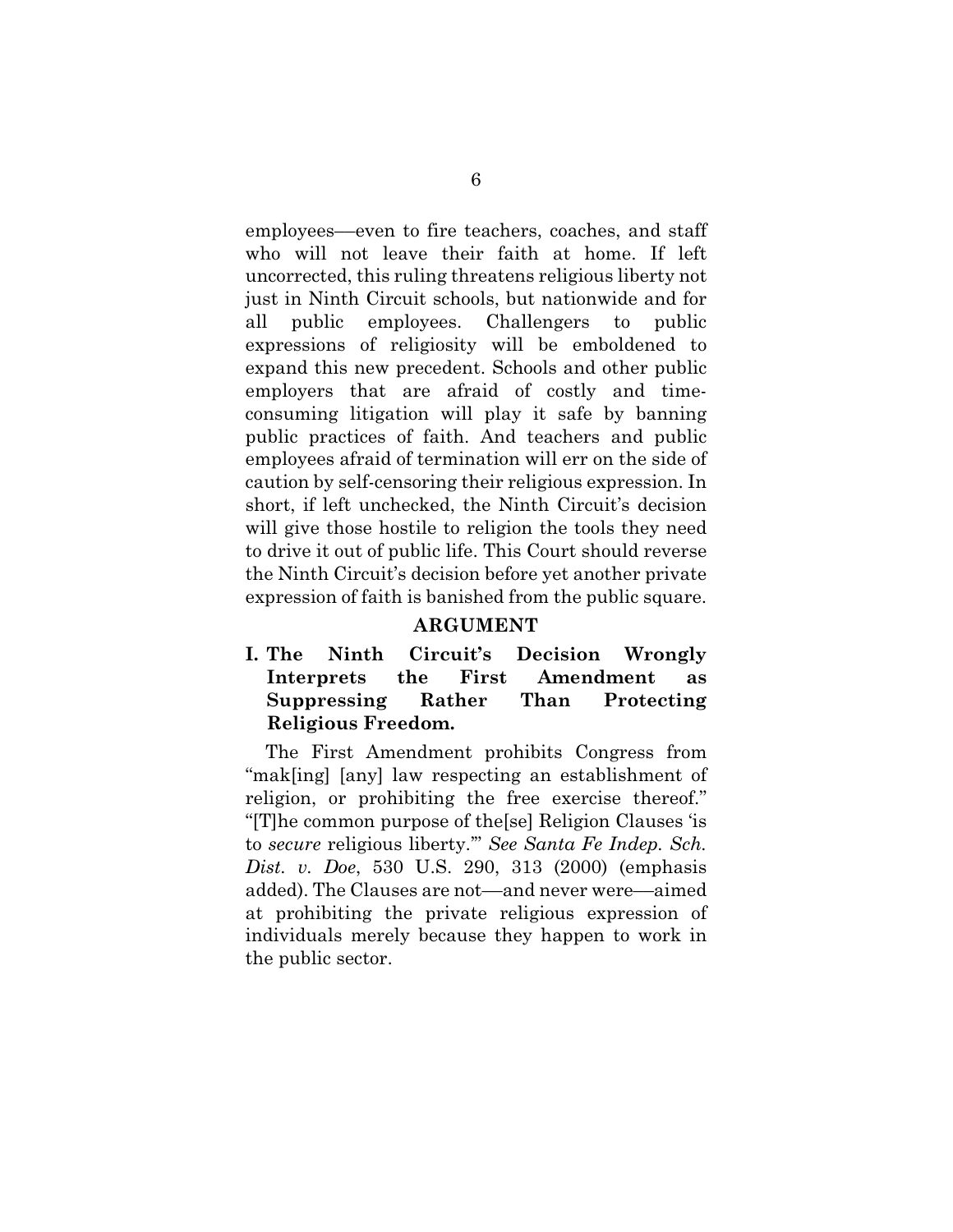employees—even to fire teachers, coaches, and staff who will not leave their faith at home. If left uncorrected, this ruling threatens religious liberty not just in Ninth Circuit schools, but nationwide and for all public employees. Challengers to public expressions of religiosity will be emboldened to expand this new precedent. Schools and other public employers that are afraid of costly and time-consuming litigation will play it safe by banning public practices of faith. And teachers and public employees afraid of termination will err on the side of caution by self-censoring their religious expression. In short, if left unchecked, the Ninth Circuit's decision will give those hostile to religion the tools they need to drive it out of public life. This Court should reverse the Ninth Circuit's decision before yet another private expression of faith is banished from the public square.

## ARGUMENT

### I. The Ninth Circuit's Decision Wrongly Interprets the First Amendment as Suppressing Rather Than Protecting Religious Freedom.

The First Amendment prohibits Congress from "mak[ing] [any] law respecting an establishment of religion, or prohibiting the free exercise thereof." "[T]he common purpose of the[se] Religion Clauses 'is to *secure* religious liberty.'" *See Santa Fe Indep. Sch. Dist. v. Doe*, 530 U.S. 290, 313 (2000) (emphasis added). The Clauses are not—and never were—aimed at prohibiting the private religious expression of individuals merely because they happen to work in the public sector.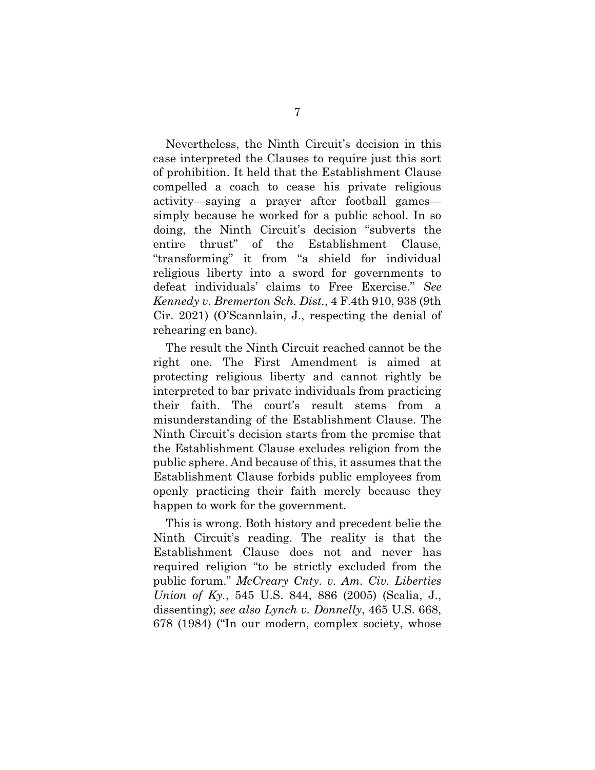Nevertheless, the Ninth Circuit's decision in this case interpreted the Clauses to require just this sort of prohibition. It held that the Establishment Clause compelled a coach to cease his private religious activity—saying a prayer after football games—simply because he worked for a public school. In so doing, the Ninth Circuit's decision "subverts the entire thrust" of the Establishment Clause, "transforming" it from "a shield for individual religious liberty into a sword for governments to defeat individuals' claims to Free Exercise." *See Kennedy v. Bremerton Sch. Dist.*, 4 F.4th 910, 938 (9th Cir. 2021) (O'Scannlain, J., respecting the denial of rehearing en banc).

The result the Ninth Circuit reached cannot be the right one. The First Amendment is aimed at protecting religious liberty and cannot rightly be interpreted to bar private individuals from practicing their faith. The court's result stems from a misunderstanding of the Establishment Clause. The Ninth Circuit's decision starts from the premise that the Establishment Clause excludes religion from the public sphere. And because of this, it assumes that the Establishment Clause forbids public employees from openly practicing their faith merely because they happen to work for the government.

This is wrong. Both history and precedent belie the Ninth Circuit's reading. The reality is that the Establishment Clause does not and never has required religion "to be strictly excluded from the public forum." *McCreary Cnty. v. Am. Civ. Liberties Union of Ky.*, 545 U.S. 844, 886 (2005) (Scalia, J., dissenting); *see also Lynch v. Donnelly*, 465 U.S. 668, 678 (1984) ("In our modern, complex society, whose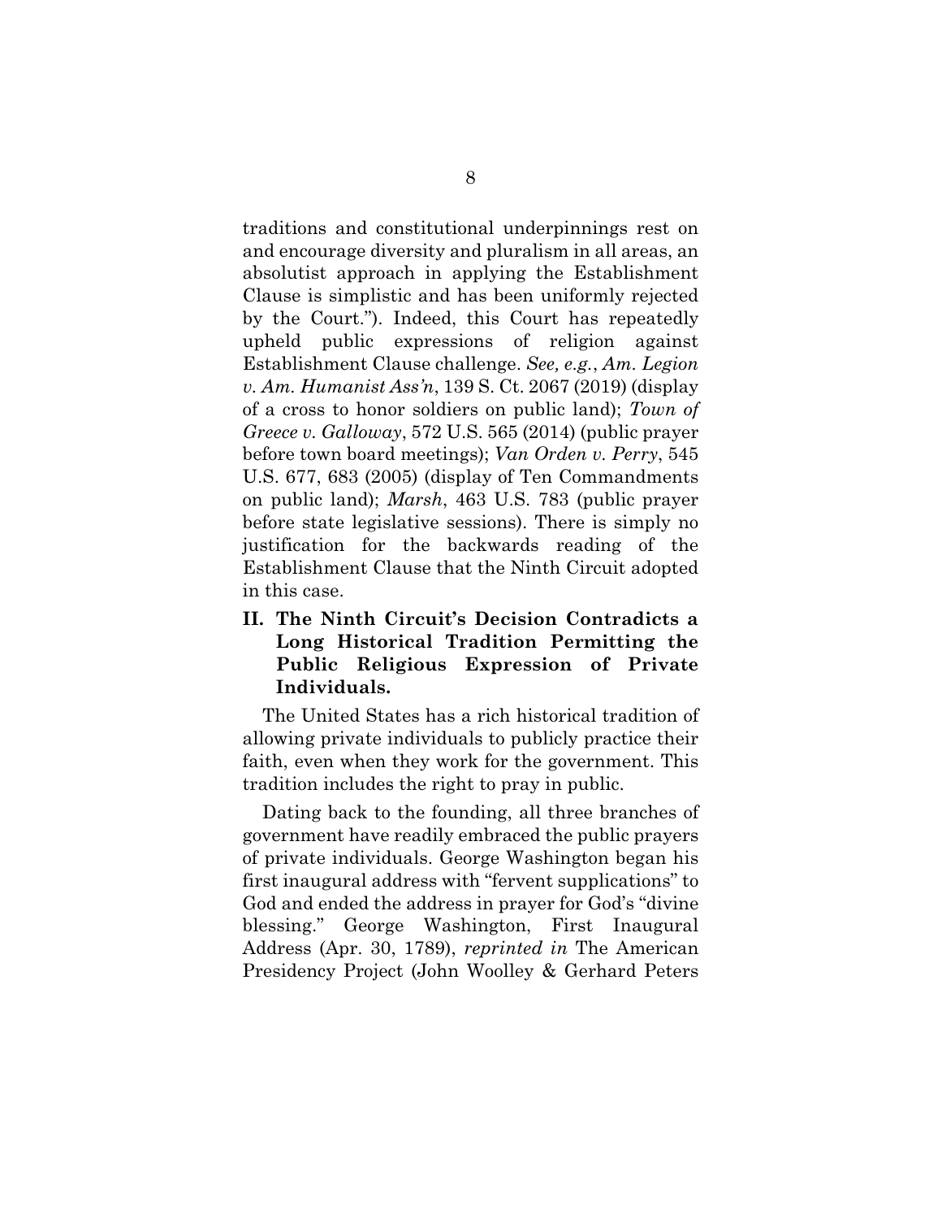traditions and constitutional underpinnings rest on and encourage diversity and pluralism in all areas, an absolutist approach in applying the Establishment Clause is simplistic and has been uniformly rejected by the Court."). Indeed, this Court has repeatedly upheld public expressions of religion against Establishment Clause challenge. *See, e.g.*, *Am. Legion v. Am. Humanist Ass'n*, 139 S. Ct. 2067 (2019) (display of a cross to honor soldiers on public land); *Town of Greece v. Galloway*, 572 U.S. 565 (2014) (public prayer before town board meetings); *Van Orden v. Perry*, 545 U.S. 677, 683 (2005) (display of Ten Commandments on public land); *Marsh*, 463 U.S. 783 (public prayer before state legislative sessions). There is simply no justification for the backwards reading of the Establishment Clause that the Ninth Circuit adopted in this case.

## II. The Ninth Circuit's Decision Contradicts a Long Historical Tradition Permitting the Public Religious Expression of Private Individuals.

The United States has a rich historical tradition of allowing private individuals to publicly practice their faith, even when they work for the government. This tradition includes the right to pray in public.

Dating back to the founding, all three branches of government have readily embraced the public prayers of private individuals. George Washington began his first inaugural address with "fervent supplications" to God and ended the address in prayer for God's "divine blessing." George Washington, First Inaugural Address (Apr. 30, 1789), *reprinted in* The American Presidency Project (John Woolley & Gerhard Peters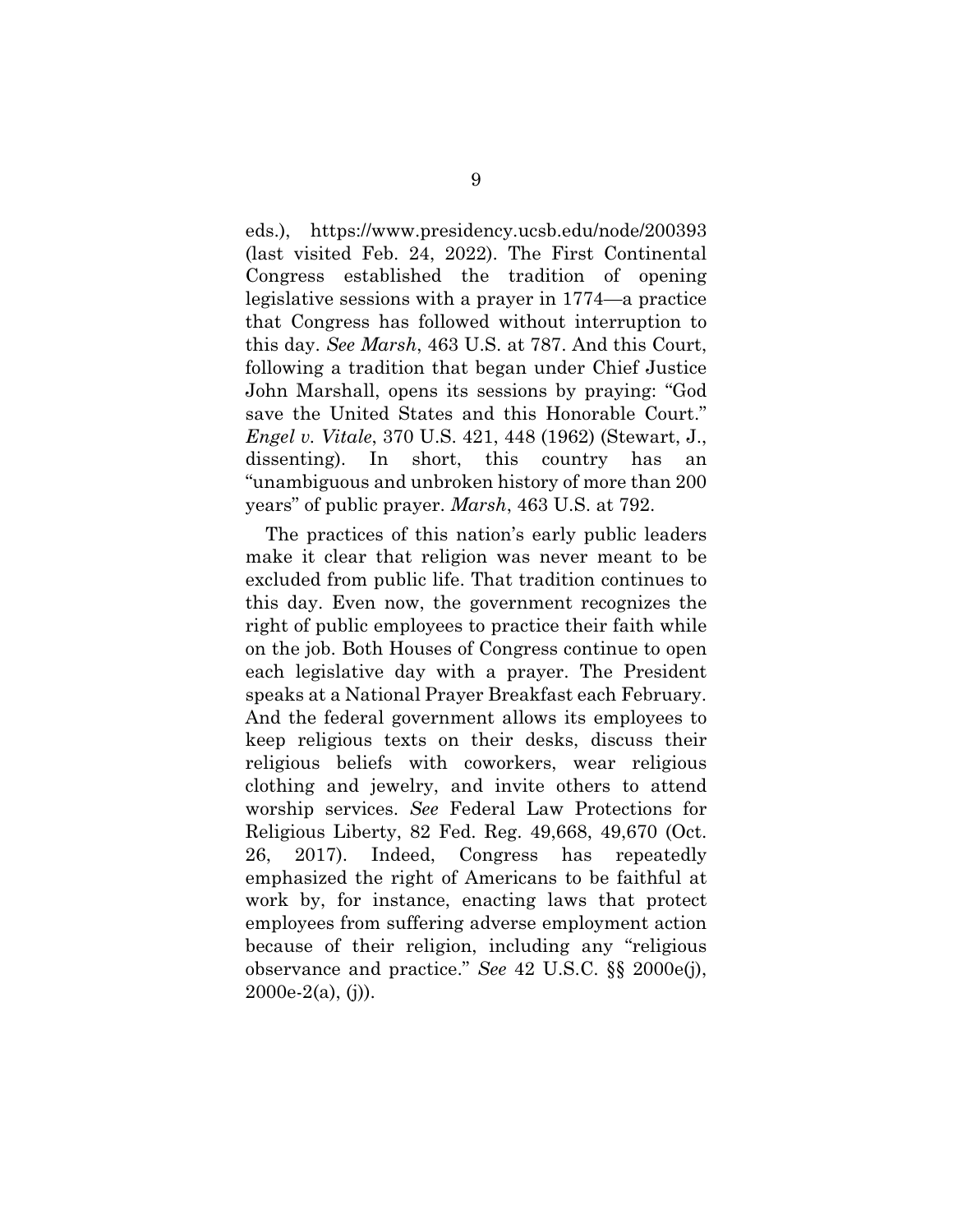eds.), https://www.presidency.ucsb.edu/node/200393 (last visited Feb. 24, 2022). The First Continental Congress established the tradition of opening legislative sessions with a prayer in 1774—a practice that Congress has followed without interruption to this day. *See Marsh*, 463 U.S. at 787. And this Court, following a tradition that began under Chief Justice John Marshall, opens its sessions by praying: "God save the United States and this Honorable Court." *Engel v. Vitale*, 370 U.S. 421, 448 (1962) (Stewart, J., dissenting). In short, this country has an "unambiguous and unbroken history of more than 200 years" of public prayer. *Marsh*, 463 U.S. at 792.

The practices of this nation's early public leaders make it clear that religion was never meant to be excluded from public life. That tradition continues to this day. Even now, the government recognizes the right of public employees to practice their faith while on the job. Both Houses of Congress continue to open each legislative day with a prayer. The President speaks at a National Prayer Breakfast each February. And the federal government allows its employees to keep religious texts on their desks, discuss their religious beliefs with coworkers, wear religious clothing and jewelry, and invite others to attend worship services. *See* Federal Law Protections for Religious Liberty, 82 Fed. Reg. 49,668, 49,670 (Oct. 26, 2017). Indeed, Congress has repeatedly emphasized the right of Americans to be faithful at work by, for instance, enacting laws that protect employees from suffering adverse employment action because of their religion, including any "religious observance and practice." *See* 42 U.S.C. §§ 2000e(j), 2000e-2(a), (j)).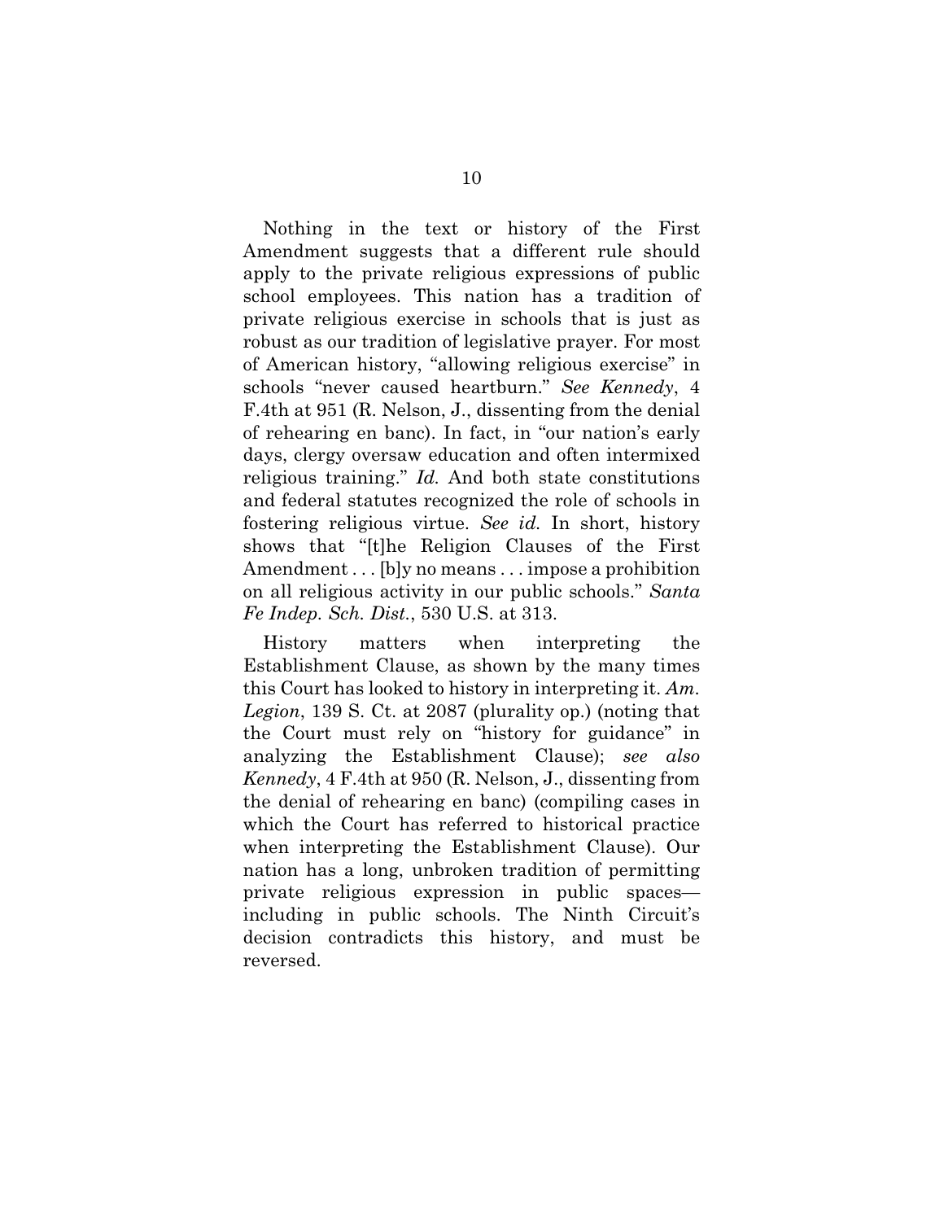Nothing in the text or history of the First Amendment suggests that a different rule should apply to the private religious expressions of public school employees. This nation has a tradition of private religious exercise in schools that is just as robust as our tradition of legislative prayer. For most of American history, "allowing religious exercise" in schools "never caused heartburn." *See Kennedy*, 4 F.4th at 951 (R. Nelson, J., dissenting from the denial of rehearing en banc). In fact, in "our nation's early days, clergy oversaw education and often intermixed religious training." *Id.* And both state constitutions and federal statutes recognized the role of schools in fostering religious virtue. *See id.* In short, history shows that "[t]he Religion Clauses of the First Amendment . . . [b]y no means . . . impose a prohibition on all religious activity in our public schools." *Santa Fe Indep. Sch. Dist.*, 530 U.S. at 313.

History matters when interpreting the Establishment Clause, as shown by the many times this Court has looked to history in interpreting it. *Am. Legion*, 139 S. Ct. at 2087 (plurality op.) (noting that the Court must rely on "history for guidance" in analyzing the Establishment Clause); *see also Kennedy*, 4 F.4th at 950 (R. Nelson, J., dissenting from the denial of rehearing en banc) (compiling cases in which the Court has referred to historical practice when interpreting the Establishment Clause). Our nation has a long, unbroken tradition of permitting private religious expression in public spaces—including in public schools. The Ninth Circuit's decision contradicts this history, and must be reversed.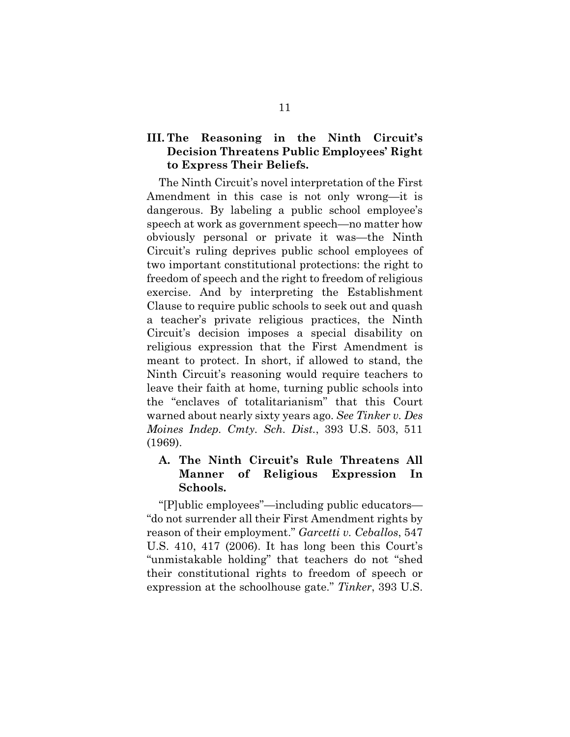## III. The Reasoning in the Ninth Circuit's Decision Threatens Public Employees' Right to Express Their Beliefs.

The Ninth Circuit's novel interpretation of the First Amendment in this case is not only wrong—it is dangerous. By labeling a public school employee's speech at work as government speech—no matter how obviously personal or private it was—the Ninth Circuit's ruling deprives public school employees of two important constitutional protections: the right to freedom of speech and the right to freedom of religious exercise. And by interpreting the Establishment Clause to require public schools to seek out and quash a teacher's private religious practices, the Ninth Circuit's decision imposes a special disability on religious expression that the First Amendment is meant to protect. In short, if allowed to stand, the Ninth Circuit's reasoning would require teachers to leave their faith at home, turning public schools into the "enclaves of totalitarianism" that this Court warned about nearly sixty years ago. *See Tinker v. Des Moines Indep. Cmty. Sch. Dist.*, 393 U.S. 503, 511 (1969).

### A. The Ninth Circuit's Rule Threatens All Manner of Religious Expression In Schools.

"[P]ublic employees"—including public educators—"do not surrender all their First Amendment rights by reason of their employment." *Garcetti v. Ceballos*, 547 U.S. 410, 417 (2006). It has long been this Court's "unmistakable holding" that teachers do not "shed their constitutional rights to freedom of speech or expression at the schoolhouse gate." *Tinker*, 393 U.S.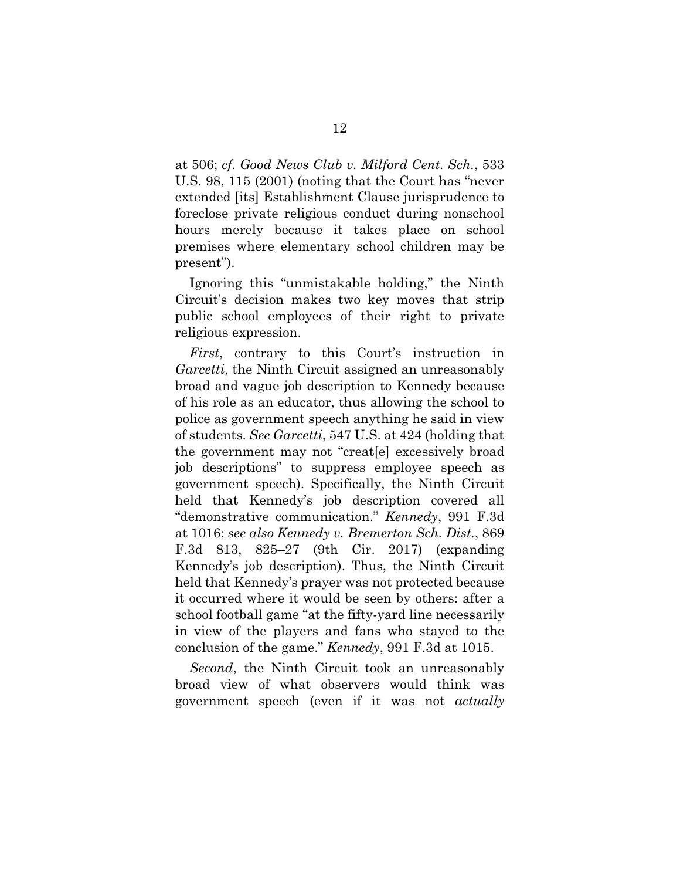at 506; *cf. Good News Club v. Milford Cent. Sch.*, 533 U.S. 98, 115 (2001) (noting that the Court has "never extended [its] Establishment Clause jurisprudence to foreclose private religious conduct during nonschool hours merely because it takes place on school premises where elementary school children may be present").

Ignoring this "unmistakable holding," the Ninth Circuit's decision makes two key moves that strip public school employees of their right to private religious expression.

*First*, contrary to this Court's instruction in *Garcetti*, the Ninth Circuit assigned an unreasonably broad and vague job description to Kennedy because of his role as an educator, thus allowing the school to police as government speech anything he said in view of students. *See Garcetti*, 547 U.S. at 424 (holding that the government may not "creat[e] excessively broad job descriptions" to suppress employee speech as government speech). Specifically, the Ninth Circuit held that Kennedy's job description covered all "demonstrative communication." *Kennedy*, 991 F.3d at 1016; *see also Kennedy v. Bremerton Sch. Dist.*, 869 F.3d 813, 825–27 (9th Cir. 2017) (expanding Kennedy's job description). Thus, the Ninth Circuit held that Kennedy's prayer was not protected because it occurred where it would be seen by others: after a school football game "at the fifty-yard line necessarily in view of the players and fans who stayed to the conclusion of the game." *Kennedy*, 991 F.3d at 1015.

*Second*, the Ninth Circuit took an unreasonably broad view of what observers would think was government speech (even if it was not *actually*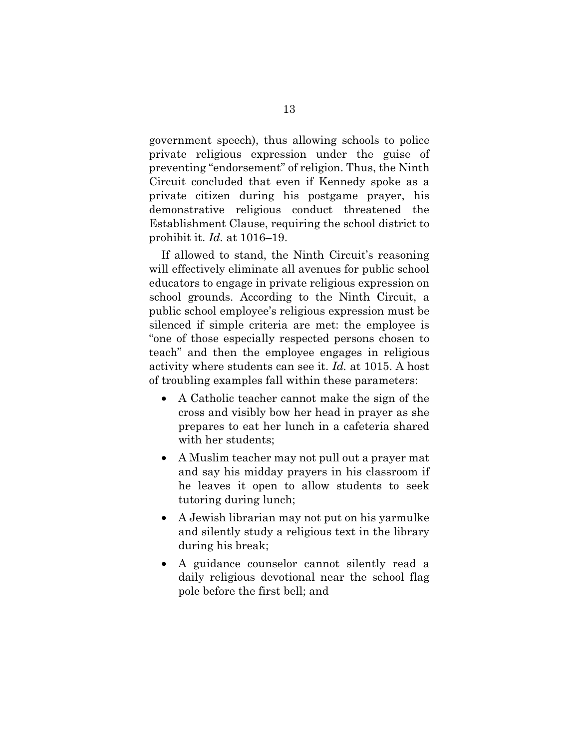government speech), thus allowing schools to police private religious expression under the guise of preventing "endorsement" of religion. Thus, the Ninth Circuit concluded that even if Kennedy spoke as a private citizen during his postgame prayer, his demonstrative religious conduct threatened the Establishment Clause, requiring the school district to prohibit it. *Id.* at 1016–19.

If allowed to stand, the Ninth Circuit's reasoning will effectively eliminate all avenues for public school educators to engage in private religious expression on school grounds. According to the Ninth Circuit, a public school employee's religious expression must be silenced if simple criteria are met: the employee is "one of those especially respected persons chosen to teach" and then the employee engages in religious activity where students can see it. *Id.* at 1015. A host of troubling examples fall within these parameters:

- A Catholic teacher cannot make the sign of the cross and visibly bow her head in prayer as she prepares to eat her lunch in a cafeteria shared with her students;
- A Muslim teacher may not pull out a prayer mat and say his midday prayers in his classroom if he leaves it open to allow students to seek tutoring during lunch;
- A Jewish librarian may not put on his yarmulke and silently study a religious text in the library during his break;
- A guidance counselor cannot silently read a daily religious devotional near the school flag pole before the first bell; and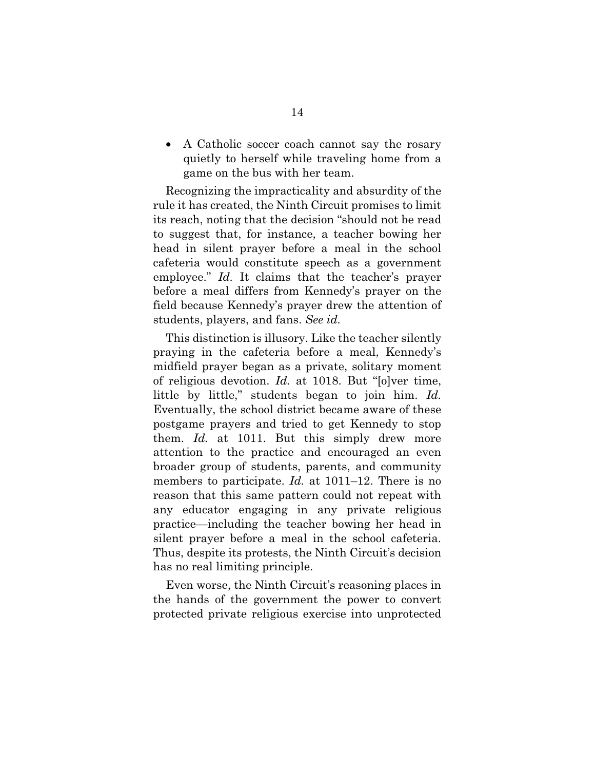- A Catholic soccer coach cannot say the rosary quietly to herself while traveling home from a game on the bus with her team.

Recognizing the impracticality and absurdity of the rule it has created, the Ninth Circuit promises to limit its reach, noting that the decision "should not be read to suggest that, for instance, a teacher bowing her head in silent prayer before a meal in the school cafeteria would constitute speech as a government employee." *Id.* It claims that the teacher's prayer before a meal differs from Kennedy's prayer on the field because Kennedy's prayer drew the attention of students, players, and fans. *See id.*

This distinction is illusory. Like the teacher silently praying in the cafeteria before a meal, Kennedy's midfield prayer began as a private, solitary moment of religious devotion. *Id.* at 1018. But "[o]ver time, little by little," students began to join him. *Id.* Eventually, the school district became aware of these postgame prayers and tried to get Kennedy to stop them. *Id.* at 1011. But this simply drew more attention to the practice and encouraged an even broader group of students, parents, and community members to participate. *Id.* at 1011–12. There is no reason that this same pattern could not repeat with any educator engaging in any private religious practice—including the teacher bowing her head in silent prayer before a meal in the school cafeteria. Thus, despite its protests, the Ninth Circuit's decision has no real limiting principle.

Even worse, the Ninth Circuit's reasoning places in the hands of the government the power to convert protected private religious exercise into unprotected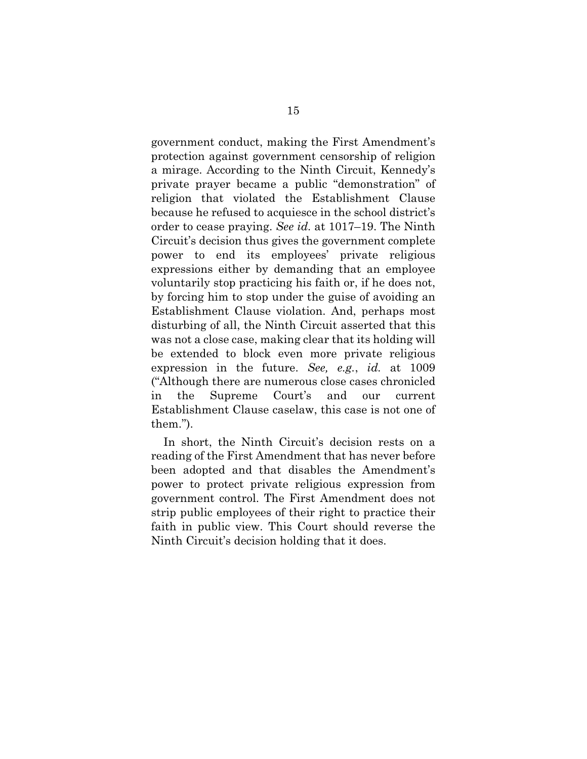government conduct, making the First Amendment's protection against government censorship of religion a mirage. According to the Ninth Circuit, Kennedy's private prayer became a public "demonstration" of religion that violated the Establishment Clause because he refused to acquiesce in the school district's order to cease praying. *See id.* at 1017–19. The Ninth Circuit's decision thus gives the government complete power to end its employees' private religious expressions either by demanding that an employee voluntarily stop practicing his faith or, if he does not, by forcing him to stop under the guise of avoiding an Establishment Clause violation. And, perhaps most disturbing of all, the Ninth Circuit asserted that this was not a close case, making clear that its holding will be extended to block even more private religious expression in the future. *See, e.g.*, *id.* at 1009 ("Although there are numerous close cases chronicled in the Supreme Court's and our current Establishment Clause caselaw, this case is not one of them.").

In short, the Ninth Circuit's decision rests on a reading of the First Amendment that has never before been adopted and that disables the Amendment's power to protect private religious expression from government control. The First Amendment does not strip public employees of their right to practice their faith in public view. This Court should reverse the Ninth Circuit's decision holding that it does.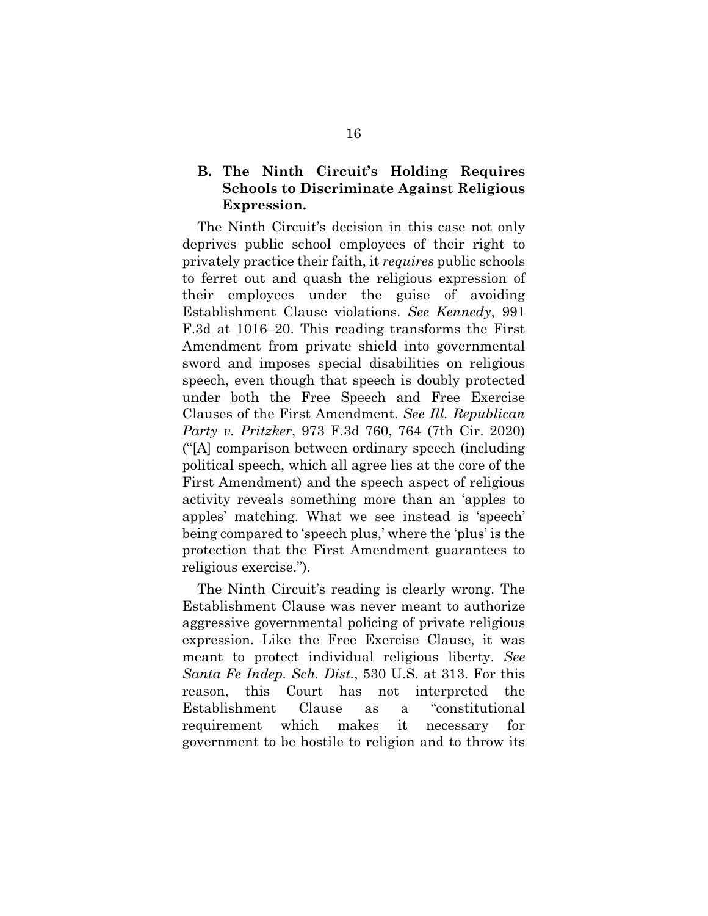### B. The Ninth Circuit's Holding Requires Schools to Discriminate Against Religious Expression.

The Ninth Circuit's decision in this case not only deprives public school employees of their right to privately practice their faith, it *requires* public schools to ferret out and quash the religious expression of their employees under the guise of avoiding Establishment Clause violations. *See Kennedy*, 991 F.3d at 1016–20. This reading transforms the First Amendment from private shield into governmental sword and imposes special disabilities on religious speech, even though that speech is doubly protected under both the Free Speech and Free Exercise Clauses of the First Amendment. *See Ill. Republican Party v. Pritzker*, 973 F.3d 760, 764 (7th Cir. 2020) ("[A] comparison between ordinary speech (including political speech, which all agree lies at the core of the First Amendment) and the speech aspect of religious activity reveals something more than an 'apples to apples' matching. What we see instead is 'speech' being compared to 'speech plus,' where the 'plus' is the protection that the First Amendment guarantees to religious exercise.").

The Ninth Circuit's reading is clearly wrong. The Establishment Clause was never meant to authorize aggressive governmental policing of private religious expression. Like the Free Exercise Clause, it was meant to protect individual religious liberty. *See Santa Fe Indep. Sch. Dist.*, 530 U.S. at 313. For this reason, this Court has not interpreted the Establishment Clause as a "constitutional requirement which makes it necessary for government to be hostile to religion and to throw its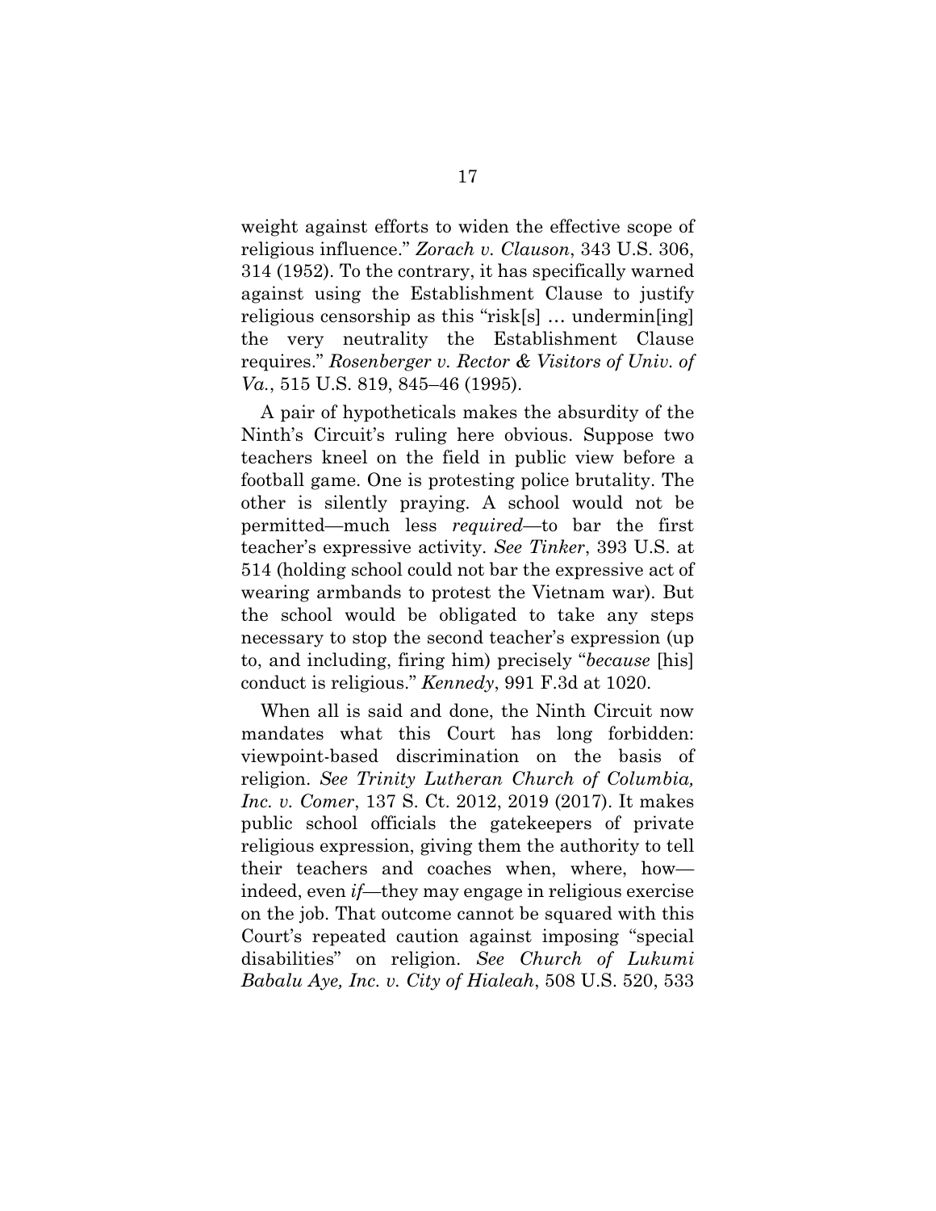weight against efforts to widen the effective scope of religious influence." *Zorach v. Clauson*, 343 U.S. 306, 314 (1952). To the contrary, it has specifically warned against using the Establishment Clause to justify religious censorship as this "risk[s] … undermin[ing] the very neutrality the Establishment Clause requires." *Rosenberger v. Rector & Visitors of Univ. of Va.*, 515 U.S. 819, 845–46 (1995).

A pair of hypotheticals makes the absurdity of the Ninth's Circuit's ruling here obvious. Suppose two teachers kneel on the field in public view before a football game. One is protesting police brutality. The other is silently praying. A school would not be permitted—much less *required*—to bar the first teacher's expressive activity. *See Tinker*, 393 U.S. at 514 (holding school could not bar the expressive act of wearing armbands to protest the Vietnam war). But the school would be obligated to take any steps necessary to stop the second teacher's expression (up to, and including, firing him) precisely "*because* [his] conduct is religious." *Kennedy*, 991 F.3d at 1020.

When all is said and done, the Ninth Circuit now mandates what this Court has long forbidden: viewpoint-based discrimination on the basis of religion. *See Trinity Lutheran Church of Columbia, Inc. v. Comer*, 137 S. Ct. 2012, 2019 (2017). It makes public school officials the gatekeepers of private religious expression, giving them the authority to tell their teachers and coaches when, where, how—indeed, even *if*—they may engage in religious exercise on the job. That outcome cannot be squared with this Court's repeated caution against imposing "special disabilities" on religion. *See Church of Lukumi Babalu Aye, Inc. v. City of Hialeah*, 508 U.S. 520, 533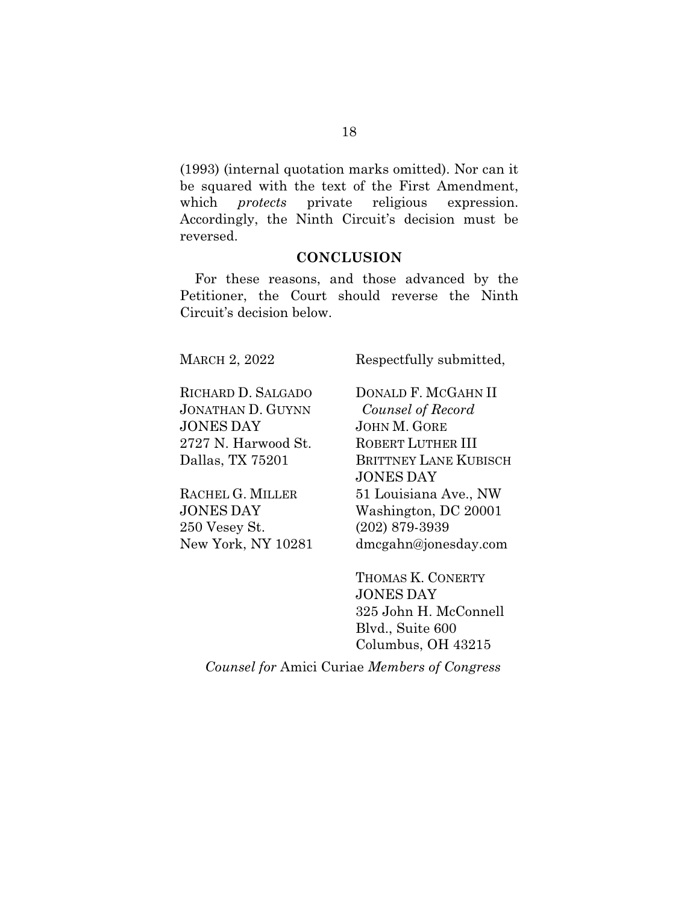(1993) (internal quotation marks omitted). Nor can it be squared with the text of the First Amendment, which *protects* private religious expression. Accordingly, the Ninth Circuit's decision must be reversed.

## CONCLUSION

For these reasons, and those advanced by the Petitioner, the Court should reverse the Ninth Circuit's decision below.

MARCH 2, 2022

Respectfully submitted,

DONALD F. MCGAHN II
*Counsel of Record*
JOHN M. GORE
ROBERT LUTHER III
BRITTNEY LANE KUBISCH
JONES DAY
51 Louisiana Ave., NW
Washington, DC 20001
(202) 879-3939
dmcgahn@jonesday.com

RICHARD D. SALGADO
JONATHAN D. GUYNN
JONES DAY
2727 N. Harwood St.
Dallas, TX 75201

RACHEL G. MILLER
JONES DAY
250 Vesey St.
New York, NY 10281

THOMAS K. CONERTY
JONES DAY
325 John H. McConnell Blvd., Suite 600
Columbus, OH 43215

*Counsel for* Amici Curiae *Members of Congress*